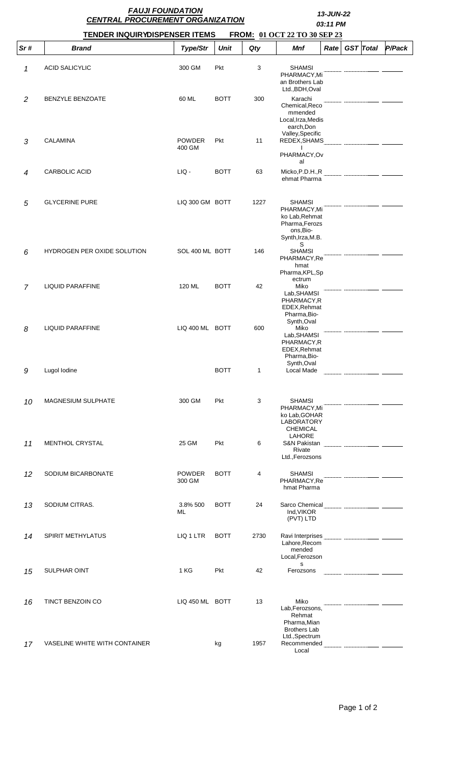# FAUJI FOUNDATION

## CENTRAL PROCUREMENT ORGANIZATION

13-JUN-22

03:11 PM

**TENDER INQUIRYDISPENSER ITEMS** **FROM: 01 OCT 22 TO 30 SEP 23**

| Sr # | Brand | Type/Str | Unit | Qty | Mnf | Rate | GST | Total | P/Pack |
|---|---|---|---|---|---|---|---|---|---|
| 1 | ACID SALICYLIC | 300 GM | Pkt | 3 | SHAMSI PHARMACY,Mian Brothers Lab Ltd.,BDH,Oval | | | | |
| 2 | BENZYLE BENZOATE | 60 ML | BOTT | 300 | Karachi Chemical,Recommended Local,Irza,Medisearch,Don Valley,Specific | | | | |
| 3 | CALAMINA | POWDER 400 GM | Pkt | 11 | REDEX,SHAMSI PHARMACY,Oval | | | | |
| 4 | CARBOLIC ACID | LIQ - | BOTT | 63 | Micko,P.D.H.,Rehmat Pharma | | | | |
| 5 | GLYCERINE PURE | LIQ 300 GM | BOTT | 1227 | SHAMSI PHARMACY,Miko Lab,Rehmat Pharma,Ferozsons,Bio-Synth,Irza,M.B.S | | | | |
| 6 | HYDROGEN PER OXIDE SOLUTION | SOL 400 ML | BOTT | 146 | SHAMSI PHARMACY,Rehmat Pharma,KPL,Spectrum | | | | |
| 7 | LIQUID PARAFFINE | 120 ML | BOTT | 42 | Miko Lab,SHAMSI PHARMACY,REDEX,Rehmat Pharma,Bio-Synth,Oval | | | | |
| 8 | LIQUID PARAFFINE | LIQ 400 ML | BOTT | 600 | Miko Lab,SHAMSI PHARMACY,REDEX,Rehmat Pharma,Bio-Synth,Oval | | | | |
| 9 | Lugol Iodine | | BOTT | 1 | Local Made | | | | |
| 10 | MAGNESIUM SULPHATE | 300 GM | Pkt | 3 | SHAMSI PHARMACY,Miko Lab,GOHAR LABORATORY CHEMICAL LAHORE | | | | |
| 11 | MENTHOL CRYSTAL | 25 GM | Pkt | 6 | S&N Pakistan Rivate Ltd.,Ferozsons | | | | |
| 12 | SODIUM BICARBONATE | POWDER 300 GM | BOTT | 4 | SHAMSI PHARMACY,Rehmat Pharma | | | | |
| 13 | SODIUM CITRAS. | 3.8% 500 ML | BOTT | 24 | Sarco Chemical Ind,VIKOR (PVT) LTD | | | | |
| 14 | SPIRIT METHYLATUS | LIQ 1 LTR | BOTT | 2730 | Ravi Interprises Lahore,Recommended Local,Ferozsons | | | | |
| 15 | SULPHAR OINT | 1 KG | Pkt | 42 | Ferozsons | | | | |
| 16 | TINCT BENZOIN CO | LIQ 450 ML | BOTT | 13 | Miko Lab,Ferozsons,Rehmat Pharma,Mian Brothers Lab Ltd.,Spectrum | | | | |
| 17 | VASELINE WHITE WITH CONTAINER | | kg | 1957 | Recommended Local | | | | |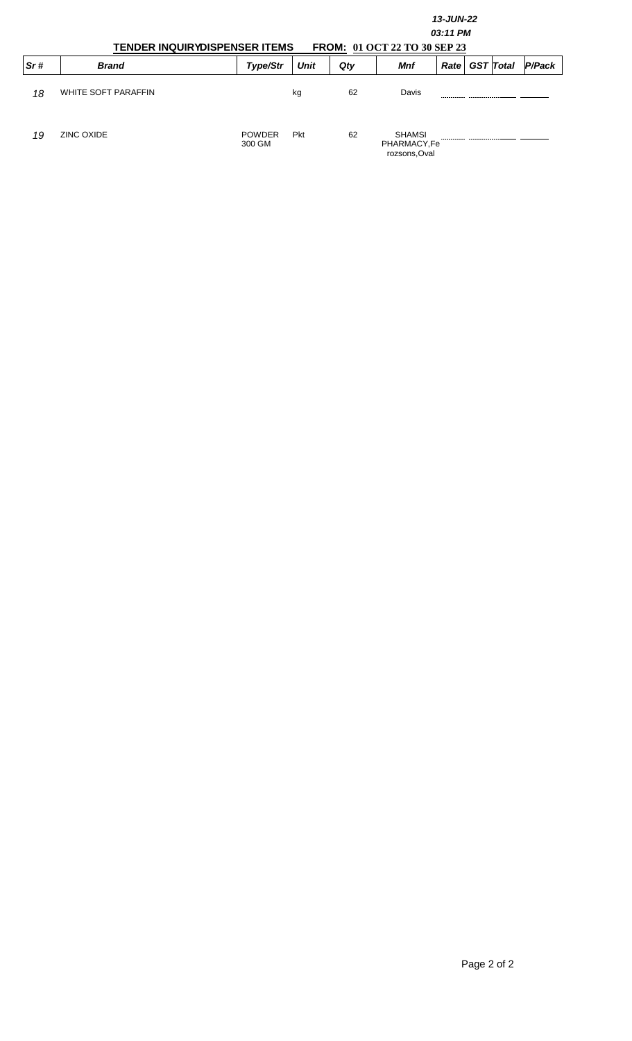**13-JUN-22**
**03:11 PM**

**TENDER INQUIRYDISPENSER ITEMS FROM: 01 OCT 22 TO 30 SEP 23**

| Sr # | Brand | Type/Str | Unit | Qty | Mnf | Rate | GST | Total | P/Pack |
|---|---|---|---|---|---|---|---|---|---|
| 18 | WHITE SOFT PARAFFIN | | kg | 62 | Davis | | | | |
| 19 | ZINC OXIDE | POWDER 300 GM | Pkt | 62 | SHAMSI PHARMACY,Ferozsons,Oval | | | | |